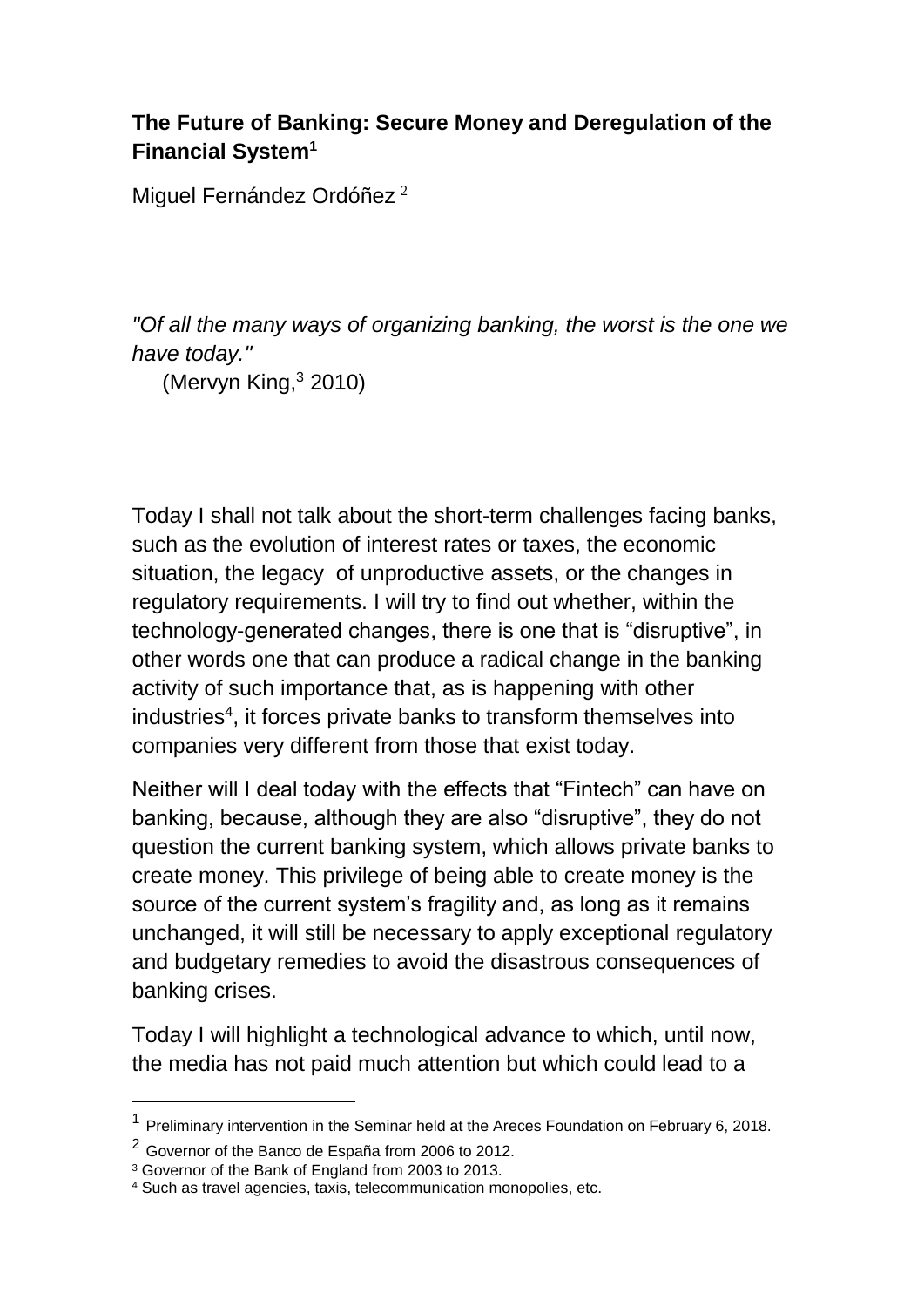# The Future of Banking: Secure Money and Deregulation of the Financial System[1]

Miguel Fernández Ordóñez [2]

*"Of all the many ways of organizing banking, the worst is the one we have today."*

(Mervyn King,[3] 2010)

Today I shall not talk about the short-term challenges facing banks, such as the evolution of interest rates or taxes, the economic situation, the legacy of unproductive assets, or the changes in regulatory requirements. I will try to find out whether, within the technology-generated changes, there is one that is "disruptive", in other words one that can produce a radical change in the banking activity of such importance that, as is happening with other industries[4], it forces private banks to transform themselves into companies very different from those that exist today.

Neither will I deal today with the effects that "Fintech" can have on banking, because, although they are also "disruptive", they do not question the current banking system, which allows private banks to create money. This privilege of being able to create money is the source of the current system's fragility and, as long as it remains unchanged, it will still be necessary to apply exceptional regulatory and budgetary remedies to avoid the disastrous consequences of banking crises.

Today I will highlight a technological advance to which, until now, the media has not paid much attention but which could lead to a

[1] Preliminary intervention in the Seminar held at the Areces Foundation on February 6, 2018.

[2] Governor of the Banco de España from 2006 to 2012.

[3] Governor of the Bank of England from 2003 to 2013.

[4] Such as travel agencies, taxis, telecommunication monopolies, etc.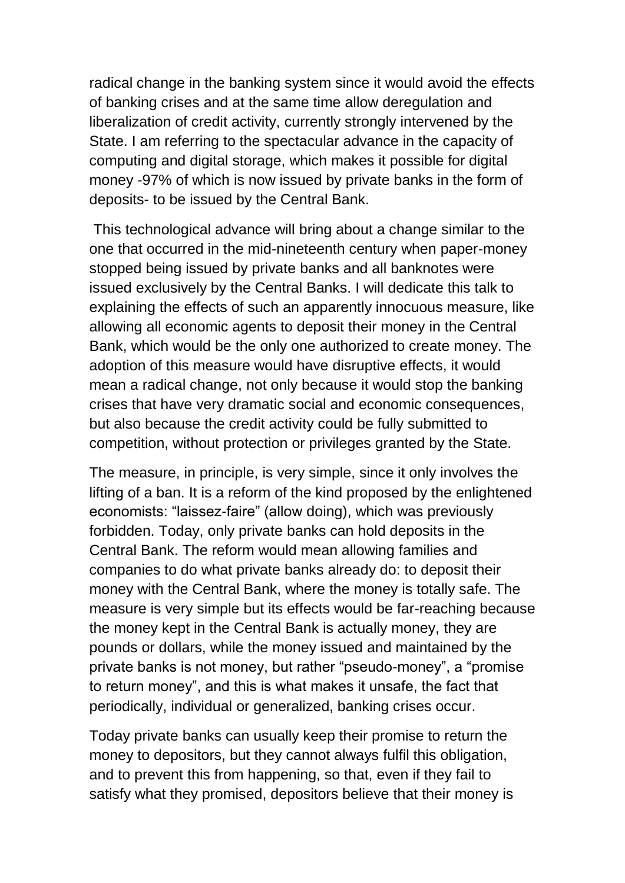radical change in the banking system since it would avoid the effects of banking crises and at the same time allow deregulation and liberalization of credit activity, currently strongly intervened by the State. I am referring to the spectacular advance in the capacity of computing and digital storage, which makes it possible for digital money -97% of which is now issued by private banks in the form of deposits- to be issued by the Central Bank.

This technological advance will bring about a change similar to the one that occurred in the mid-nineteenth century when paper-money stopped being issued by private banks and all banknotes were issued exclusively by the Central Banks. I will dedicate this talk to explaining the effects of such an apparently innocuous measure, like allowing all economic agents to deposit their money in the Central Bank, which would be the only one authorized to create money. The adoption of this measure would have disruptive effects, it would mean a radical change, not only because it would stop the banking crises that have very dramatic social and economic consequences, but also because the credit activity could be fully submitted to competition, without protection or privileges granted by the State.

The measure, in principle, is very simple, since it only involves the lifting of a ban. It is a reform of the kind proposed by the enlightened economists: "laissez-faire" (allow doing), which was previously forbidden. Today, only private banks can hold deposits in the Central Bank. The reform would mean allowing families and companies to do what private banks already do: to deposit their money with the Central Bank, where the money is totally safe. The measure is very simple but its effects would be far-reaching because the money kept in the Central Bank is actually money, they are pounds or dollars, while the money issued and maintained by the private banks is not money, but rather "pseudo-money", a "promise to return money", and this is what makes it unsafe, the fact that periodically, individual or generalized, banking crises occur.

Today private banks can usually keep their promise to return the money to depositors, but they cannot always fulfil this obligation, and to prevent this from happening, so that, even if they fail to satisfy what they promised, depositors believe that their money is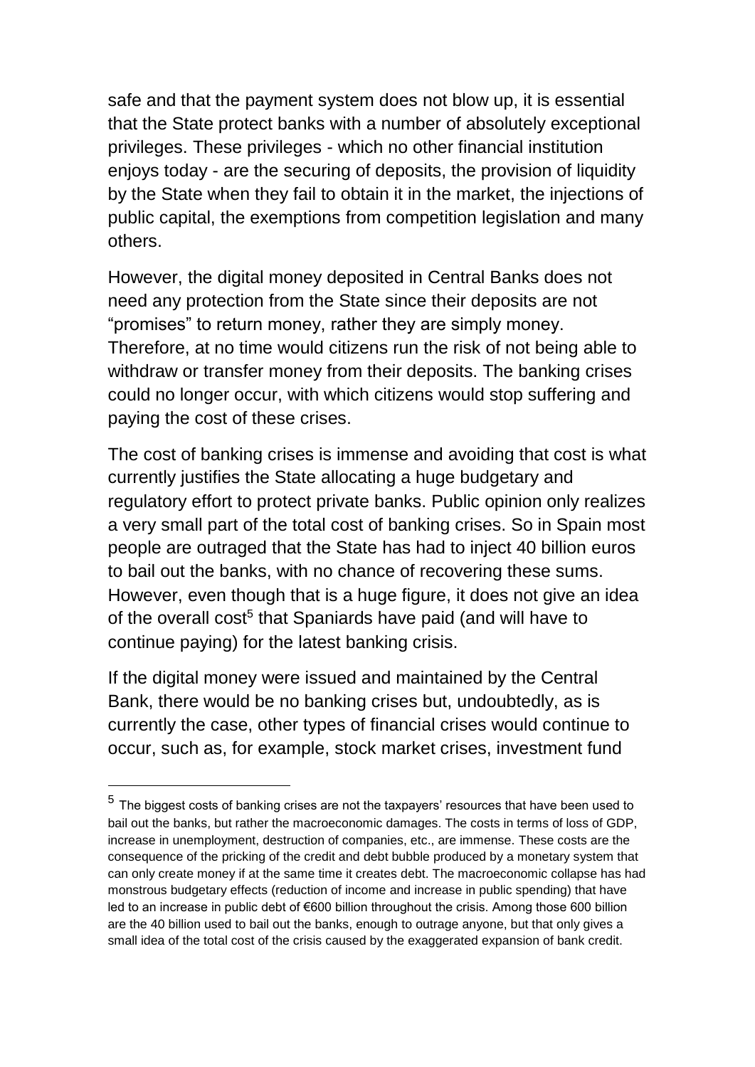safe and that the payment system does not blow up, it is essential that the State protect banks with a number of absolutely exceptional privileges. These privileges - which no other financial institution enjoys today - are the securing of deposits, the provision of liquidity by the State when they fail to obtain it in the market, the injections of public capital, the exemptions from competition legislation and many others.

However, the digital money deposited in Central Banks does not need any protection from the State since their deposits are not "promises" to return money, rather they are simply money. Therefore, at no time would citizens run the risk of not being able to withdraw or transfer money from their deposits. The banking crises could no longer occur, with which citizens would stop suffering and paying the cost of these crises.

The cost of banking crises is immense and avoiding that cost is what currently justifies the State allocating a huge budgetary and regulatory effort to protect private banks. Public opinion only realizes a very small part of the total cost of banking crises. So in Spain most people are outraged that the State has had to inject 40 billion euros to bail out the banks, with no chance of recovering these sums. However, even though that is a huge figure, it does not give an idea of the overall cost[5] that Spaniards have paid (and will have to continue paying) for the latest banking crisis.

If the digital money were issued and maintained by the Central Bank, there would be no banking crises but, undoubtedly, as is currently the case, other types of financial crises would continue to occur, such as, for example, stock market crises, investment fund

---

[5] The biggest costs of banking crises are not the taxpayers' resources that have been used to bail out the banks, but rather the macroeconomic damages. The costs in terms of loss of GDP, increase in unemployment, destruction of companies, etc., are immense. These costs are the consequence of the pricking of the credit and debt bubble produced by a monetary system that can only create money if at the same time it creates debt. The macroeconomic collapse has had monstrous budgetary effects (reduction of income and increase in public spending) that have led to an increase in public debt of €600 billion throughout the crisis. Among those 600 billion are the 40 billion used to bail out the banks, enough to outrage anyone, but that only gives a small idea of the total cost of the crisis caused by the exaggerated expansion of bank credit.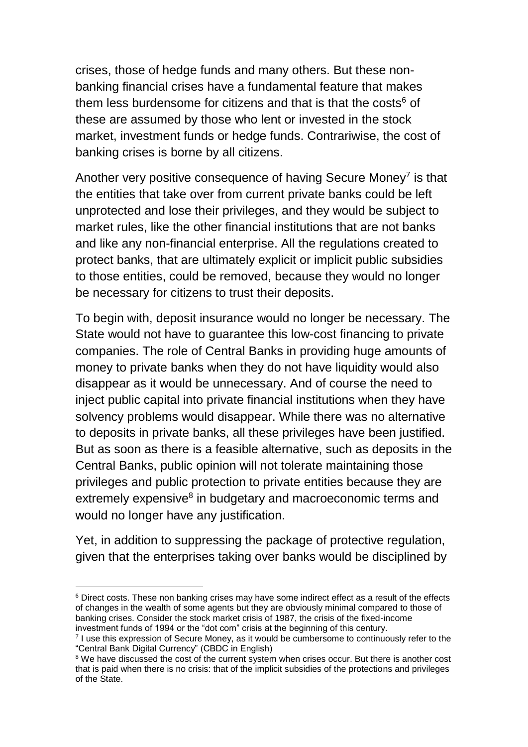crises, those of hedge funds and many others. But these non-banking financial crises have a fundamental feature that makes them less burdensome for citizens and that is that the costs[6] of these are assumed by those who lent or invested in the stock market, investment funds or hedge funds. Contrariwise, the cost of banking crises is borne by all citizens.

Another very positive consequence of having Secure Money[7] is that the entities that take over from current private banks could be left unprotected and lose their privileges, and they would be subject to market rules, like the other financial institutions that are not banks and like any non-financial enterprise. All the regulations created to protect banks, that are ultimately explicit or implicit public subsidies to those entities, could be removed, because they would no longer be necessary for citizens to trust their deposits.

To begin with, deposit insurance would no longer be necessary. The State would not have to guarantee this low-cost financing to private companies. The role of Central Banks in providing huge amounts of money to private banks when they do not have liquidity would also disappear as it would be unnecessary. And of course the need to inject public capital into private financial institutions when they have solvency problems would disappear. While there was no alternative to deposits in private banks, all these privileges have been justified. But as soon as there is a feasible alternative, such as deposits in the Central Banks, public opinion will not tolerate maintaining those privileges and public protection to private entities because they are extremely expensive[8] in budgetary and macroeconomic terms and would no longer have any justification.

Yet, in addition to suppressing the package of protective regulation, given that the enterprises taking over banks would be disciplined by

---

[6] Direct costs. These non banking crises may have some indirect effect as a result of the effects of changes in the wealth of some agents but they are obviously minimal compared to those of banking crises. Consider the stock market crisis of 1987, the crisis of the fixed-income investment funds of 1994 or the "dot com" crisis at the beginning of this century.

[7] I use this expression of Secure Money, as it would be cumbersome to continuously refer to the "Central Bank Digital Currency" (CBDC in English)

[8] We have discussed the cost of the current system when crises occur. But there is another cost that is paid when there is no crisis: that of the implicit subsidies of the protections and privileges of the State.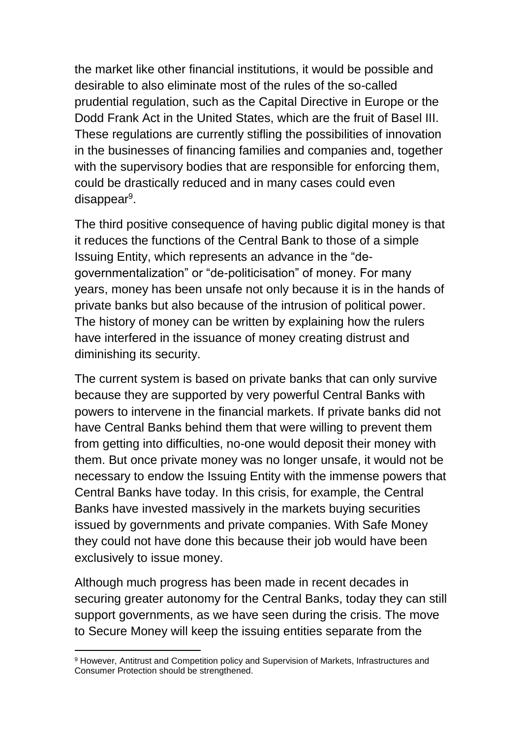the market like other financial institutions, it would be possible and desirable to also eliminate most of the rules of the so-called prudential regulation, such as the Capital Directive in Europe or the Dodd Frank Act in the United States, which are the fruit of Basel III. These regulations are currently stifling the possibilities of innovation in the businesses of financing families and companies and, together with the supervisory bodies that are responsible for enforcing them, could be drastically reduced and in many cases could even disappear[9].

The third positive consequence of having public digital money is that it reduces the functions of the Central Bank to those of a simple Issuing Entity, which represents an advance in the “de-governmentalization” or “de-politicisation” of money. For many years, money has been unsafe not only because it is in the hands of private banks but also because of the intrusion of political power. The history of money can be written by explaining how the rulers have interfered in the issuance of money creating distrust and diminishing its security.

The current system is based on private banks that can only survive because they are supported by very powerful Central Banks with powers to intervene in the financial markets. If private banks did not have Central Banks behind them that were willing to prevent them from getting into difficulties, no-one would deposit their money with them. But once private money was no longer unsafe, it would not be necessary to endow the Issuing Entity with the immense powers that Central Banks have today. In this crisis, for example, the Central Banks have invested massively in the markets buying securities issued by governments and private companies. With Safe Money they could not have done this because their job would have been exclusively to issue money.

Although much progress has been made in recent decades in securing greater autonomy for the Central Banks, today they can still support governments, as we have seen during the crisis. The move to Secure Money will keep the issuing entities separate from the

---

[9] However, Antitrust and Competition policy and Supervision of Markets, Infrastructures and Consumer Protection should be strengthened.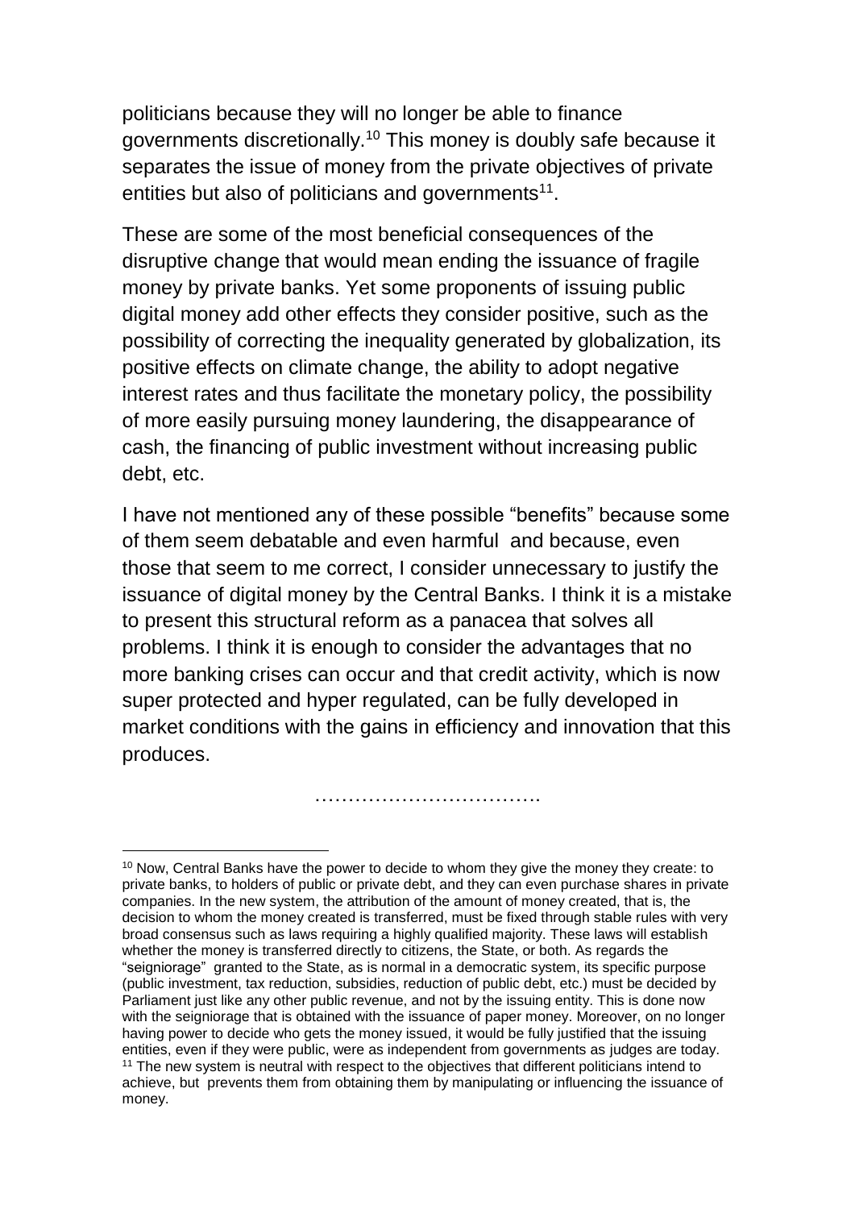politicians because they will no longer be able to finance governments discretionally.[10] This money is doubly safe because it separates the issue of money from the private objectives of private entities but also of politicians and governments[11].

These are some of the most beneficial consequences of the disruptive change that would mean ending the issuance of fragile money by private banks. Yet some proponents of issuing public digital money add other effects they consider positive, such as the possibility of correcting the inequality generated by globalization, its positive effects on climate change, the ability to adopt negative interest rates and thus facilitate the monetary policy, the possibility of more easily pursuing money laundering, the disappearance of cash, the financing of public investment without increasing public debt, etc.

I have not mentioned any of these possible "benefits" because some of them seem debatable and even harmful and because, even those that seem to me correct, I consider unnecessary to justify the issuance of digital money by the Central Banks. I think it is a mistake to present this structural reform as a panacea that solves all problems. I think it is enough to consider the advantages that no more banking crises can occur and that credit activity, which is now super protected and hyper regulated, can be fully developed in market conditions with the gains in efficiency and innovation that this produces.

…………………………….

[10] Now, Central Banks have the power to decide to whom they give the money they create: to private banks, to holders of public or private debt, and they can even purchase shares in private companies. In the new system, the attribution of the amount of money created, that is, the decision to whom the money created is transferred, must be fixed through stable rules with very broad consensus such as laws requiring a highly qualified majority. These laws will establish whether the money is transferred directly to citizens, the State, or both. As regards the "seigniorage" granted to the State, as is normal in a democratic system, its specific purpose (public investment, tax reduction, subsidies, reduction of public debt, etc.) must be decided by Parliament just like any other public revenue, and not by the issuing entity. This is done now with the seigniorage that is obtained with the issuance of paper money. Moreover, on no longer having power to decide who gets the money issued, it would be fully justified that the issuing entities, even if they were public, were as independent from governments as judges are today.

[11] The new system is neutral with respect to the objectives that different politicians intend to achieve, but prevents them from obtaining them by manipulating or influencing the issuance of money.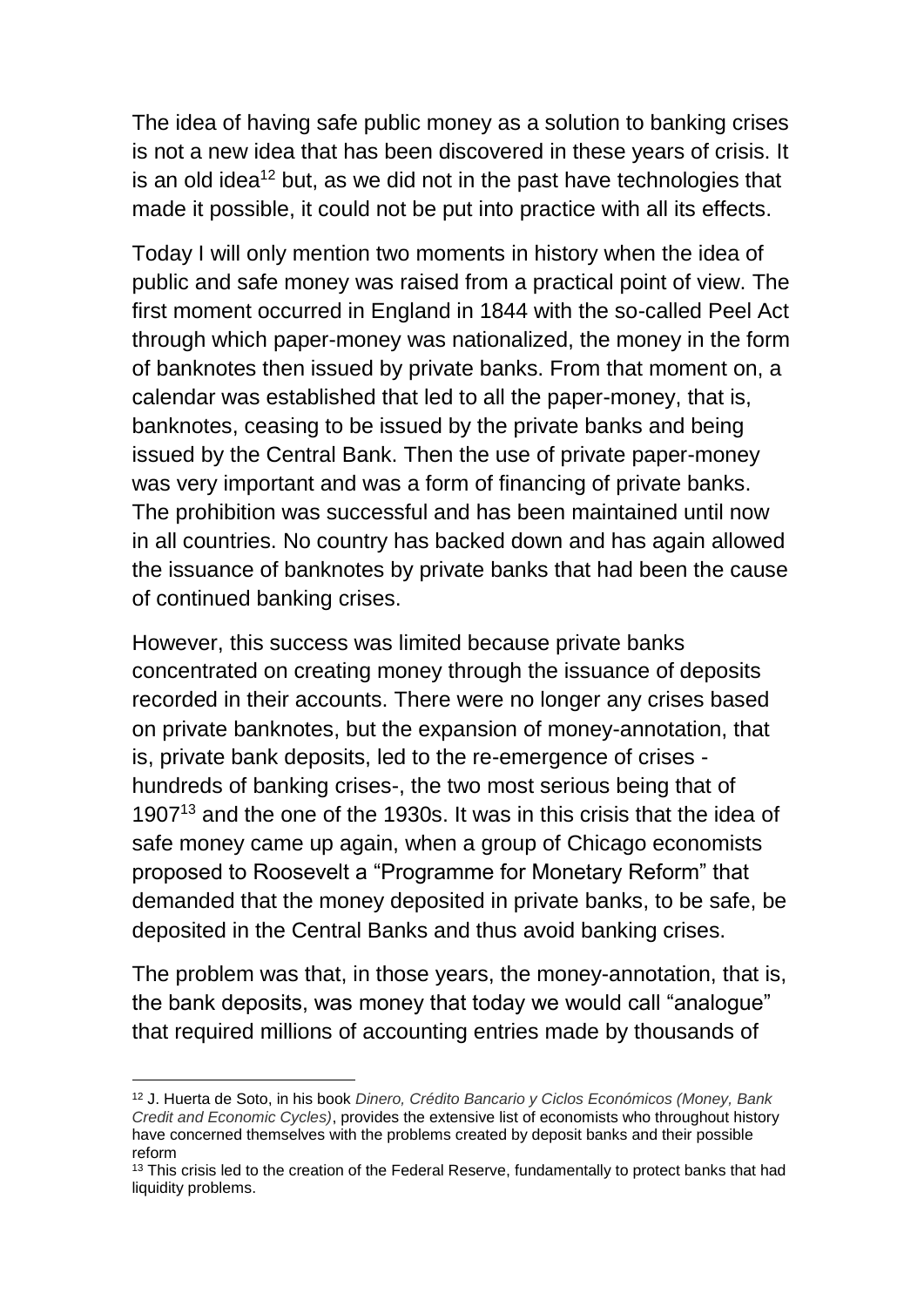The idea of having safe public money as a solution to banking crises is not a new idea that has been discovered in these years of crisis. It is an old idea[12] but, as we did not in the past have technologies that made it possible, it could not be put into practice with all its effects.

Today I will only mention two moments in history when the idea of public and safe money was raised from a practical point of view. The first moment occurred in England in 1844 with the so-called Peel Act through which paper-money was nationalized, the money in the form of banknotes then issued by private banks. From that moment on, a calendar was established that led to all the paper-money, that is, banknotes, ceasing to be issued by the private banks and being issued by the Central Bank. Then the use of private paper-money was very important and was a form of financing of private banks. The prohibition was successful and has been maintained until now in all countries. No country has backed down and has again allowed the issuance of banknotes by private banks that had been the cause of continued banking crises.

However, this success was limited because private banks concentrated on creating money through the issuance of deposits recorded in their accounts. There were no longer any crises based on private banknotes, but the expansion of money-annotation, that is, private bank deposits, led to the re-emergence of crises - hundreds of banking crises-, the two most serious being that of 1907[13] and the one of the 1930s. It was in this crisis that the idea of safe money came up again, when a group of Chicago economists proposed to Roosevelt a "Programme for Monetary Reform" that demanded that the money deposited in private banks, to be safe, be deposited in the Central Banks and thus avoid banking crises.

The problem was that, in those years, the money-annotation, that is, the bank deposits, was money that today we would call "analogue" that required millions of accounting entries made by thousands of

---

[12] J. Huerta de Soto, in his book *Dinero, Crédito Bancario y Ciclos Económicos (Money, Bank Credit and Economic Cycles)*, provides the extensive list of economists who throughout history have concerned themselves with the problems created by deposit banks and their possible reform

[13] This crisis led to the creation of the Federal Reserve, fundamentally to protect banks that had liquidity problems.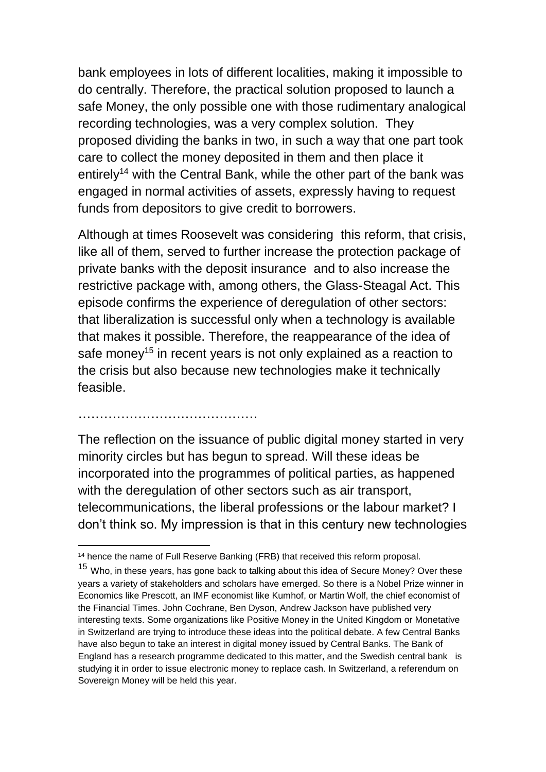bank employees in lots of different localities, making it impossible to do centrally. Therefore, the practical solution proposed to launch a safe Money, the only possible one with those rudimentary analogical recording technologies, was a very complex solution. They proposed dividing the banks in two, in such a way that one part took care to collect the money deposited in them and then place it entirely[14] with the Central Bank, while the other part of the bank was engaged in normal activities of assets, expressly having to request funds from depositors to give credit to borrowers.

Although at times Roosevelt was considering this reform, that crisis, like all of them, served to further increase the protection package of private banks with the deposit insurance and to also increase the restrictive package with, among others, the Glass-Steagal Act. This episode confirms the experience of deregulation of other sectors: that liberalization is successful only when a technology is available that makes it possible. Therefore, the reappearance of the idea of safe money[15] in recent years is not only explained as a reaction to the crisis but also because new technologies make it technically feasible.

……………………………………

The reflection on the issuance of public digital money started in very minority circles but has begun to spread. Will these ideas be incorporated into the programmes of political parties, as happened with the deregulation of other sectors such as air transport, telecommunications, the liberal professions or the labour market? I don't think so. My impression is that in this century new technologies

---

[14] hence the name of Full Reserve Banking (FRB) that received this reform proposal.

[15] Who, in these years, has gone back to talking about this idea of Secure Money? Over these years a variety of stakeholders and scholars have emerged. So there is a Nobel Prize winner in Economics like Prescott, an IMF economist like Kumhof, or Martin Wolf, the chief economist of the Financial Times. John Cochrane, Ben Dyson, Andrew Jackson have published very interesting texts. Some organizations like Positive Money in the United Kingdom or Monetative in Switzerland are trying to introduce these ideas into the political debate. A few Central Banks have also begun to take an interest in digital money issued by Central Banks. The Bank of England has a research programme dedicated to this matter, and the Swedish central bank is studying it in order to issue electronic money to replace cash. In Switzerland, a referendum on Sovereign Money will be held this year.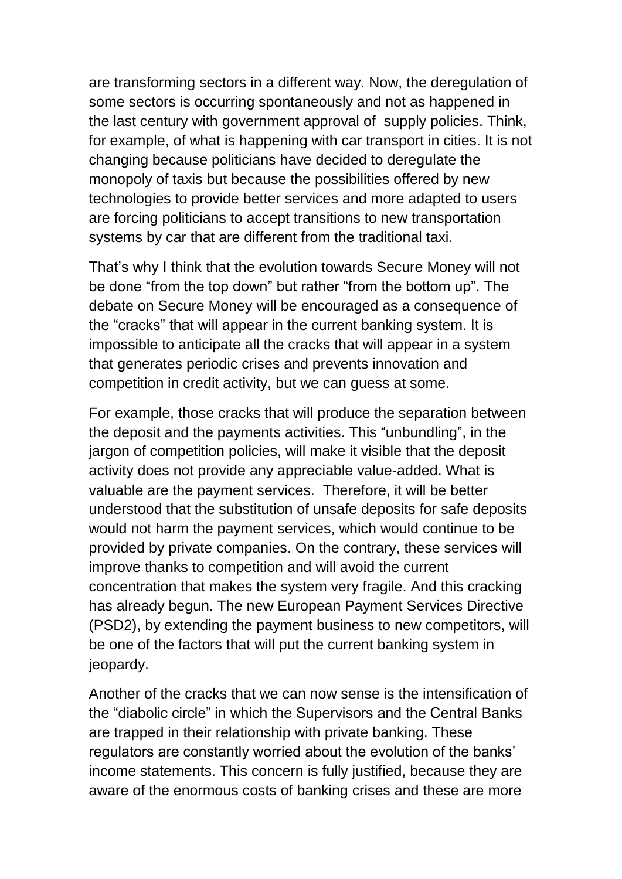are transforming sectors in a different way. Now, the deregulation of some sectors is occurring spontaneously and not as happened in the last century with government approval of supply policies. Think, for example, of what is happening with car transport in cities. It is not changing because politicians have decided to deregulate the monopoly of taxis but because the possibilities offered by new technologies to provide better services and more adapted to users are forcing politicians to accept transitions to new transportation systems by car that are different from the traditional taxi.

That's why I think that the evolution towards Secure Money will not be done "from the top down" but rather "from the bottom up". The debate on Secure Money will be encouraged as a consequence of the "cracks" that will appear in the current banking system. It is impossible to anticipate all the cracks that will appear in a system that generates periodic crises and prevents innovation and competition in credit activity, but we can guess at some.

For example, those cracks that will produce the separation between the deposit and the payments activities. This "unbundling", in the jargon of competition policies, will make it visible that the deposit activity does not provide any appreciable value-added. What is valuable are the payment services. Therefore, it will be better understood that the substitution of unsafe deposits for safe deposits would not harm the payment services, which would continue to be provided by private companies. On the contrary, these services will improve thanks to competition and will avoid the current concentration that makes the system very fragile. And this cracking has already begun. The new European Payment Services Directive (PSD2), by extending the payment business to new competitors, will be one of the factors that will put the current banking system in jeopardy.

Another of the cracks that we can now sense is the intensification of the "diabolic circle" in which the Supervisors and the Central Banks are trapped in their relationship with private banking. These regulators are constantly worried about the evolution of the banks' income statements. This concern is fully justified, because they are aware of the enormous costs of banking crises and these are more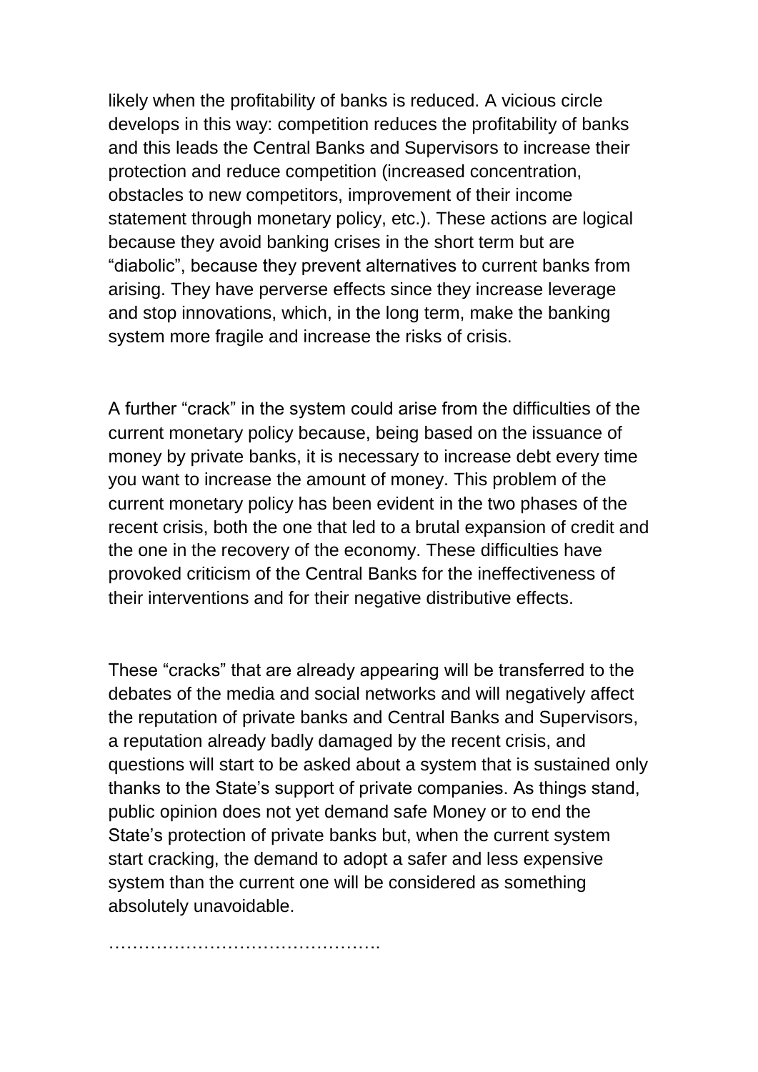likely when the profitability of banks is reduced. A vicious circle develops in this way: competition reduces the profitability of banks and this leads the Central Banks and Supervisors to increase their protection and reduce competition (increased concentration, obstacles to new competitors, improvement of their income statement through monetary policy, etc.). These actions are logical because they avoid banking crises in the short term but are "diabolic", because they prevent alternatives to current banks from arising. They have perverse effects since they increase leverage and stop innovations, which, in the long term, make the banking system more fragile and increase the risks of crisis.

A further "crack" in the system could arise from the difficulties of the current monetary policy because, being based on the issuance of money by private banks, it is necessary to increase debt every time you want to increase the amount of money. This problem of the current monetary policy has been evident in the two phases of the recent crisis, both the one that led to a brutal expansion of credit and the one in the recovery of the economy. These difficulties have provoked criticism of the Central Banks for the ineffectiveness of their interventions and for their negative distributive effects.

These "cracks" that are already appearing will be transferred to the debates of the media and social networks and will negatively affect the reputation of private banks and Central Banks and Supervisors, a reputation already badly damaged by the recent crisis, and questions will start to be asked about a system that is sustained only thanks to the State's support of private companies. As things stand, public opinion does not yet demand safe Money or to end the State's protection of private banks but, when the current system start cracking, the demand to adopt a safer and less expensive system than the current one will be considered as something absolutely unavoidable.

……………………………………….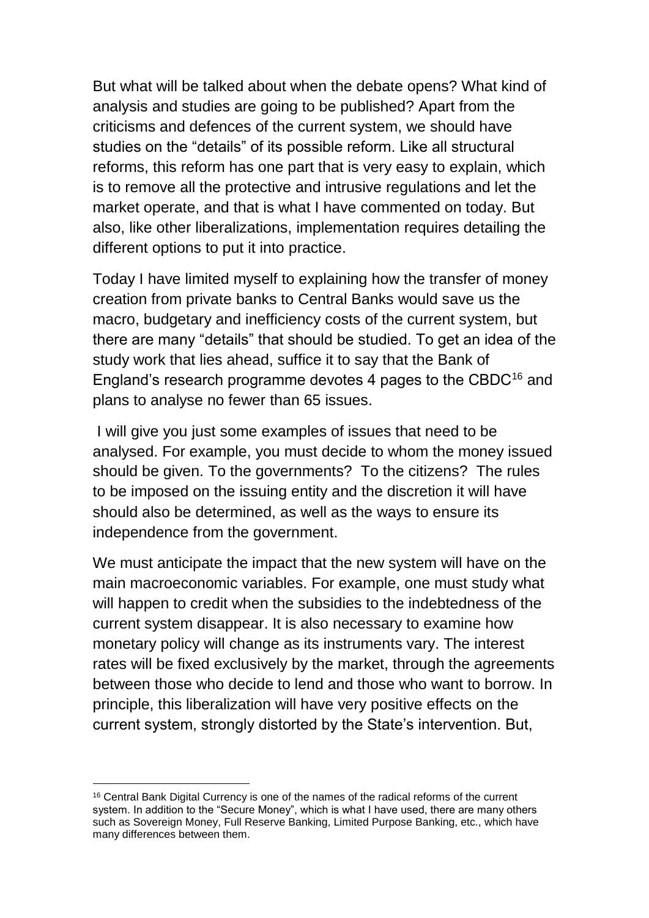But what will be talked about when the debate opens? What kind of analysis and studies are going to be published? Apart from the criticisms and defences of the current system, we should have studies on the "details" of its possible reform. Like all structural reforms, this reform has one part that is very easy to explain, which is to remove all the protective and intrusive regulations and let the market operate, and that is what I have commented on today. But also, like other liberalizations, implementation requires detailing the different options to put it into practice.

Today I have limited myself to explaining how the transfer of money creation from private banks to Central Banks would save us the macro, budgetary and inefficiency costs of the current system, but there are many "details" that should be studied. To get an idea of the study work that lies ahead, suffice it to say that the Bank of England's research programme devotes 4 pages to the CBDC[16] and plans to analyse no fewer than 65 issues.

I will give you just some examples of issues that need to be analysed. For example, you must decide to whom the money issued should be given. To the governments? To the citizens? The rules to be imposed on the issuing entity and the discretion it will have should also be determined, as well as the ways to ensure its independence from the government.

We must anticipate the impact that the new system will have on the main macroeconomic variables. For example, one must study what will happen to credit when the subsidies to the indebtedness of the current system disappear. It is also necessary to examine how monetary policy will change as its instruments vary. The interest rates will be fixed exclusively by the market, through the agreements between those who decide to lend and those who want to borrow. In principle, this liberalization will have very positive effects on the current system, strongly distorted by the State's intervention. But,

---

[16] Central Bank Digital Currency is one of the names of the radical reforms of the current system. In addition to the "Secure Money", which is what I have used, there are many others such as Sovereign Money, Full Reserve Banking, Limited Purpose Banking, etc., which have many differences between them.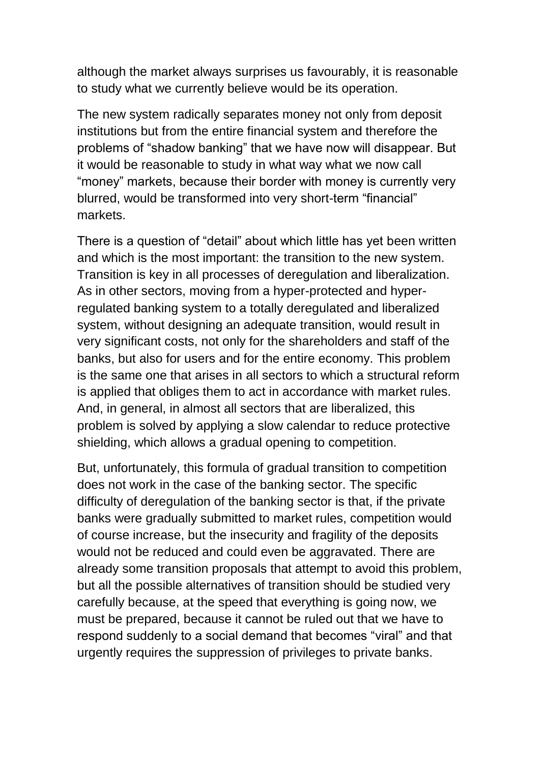although the market always surprises us favourably, it is reasonable to study what we currently believe would be its operation.

The new system radically separates money not only from deposit institutions but from the entire financial system and therefore the problems of "shadow banking" that we have now will disappear. But it would be reasonable to study in what way what we now call "money" markets, because their border with money is currently very blurred, would be transformed into very short-term "financial" markets.

There is a question of "detail" about which little has yet been written and which is the most important: the transition to the new system. Transition is key in all processes of deregulation and liberalization. As in other sectors, moving from a hyper-protected and hyper-regulated banking system to a totally deregulated and liberalized system, without designing an adequate transition, would result in very significant costs, not only for the shareholders and staff of the banks, but also for users and for the entire economy. This problem is the same one that arises in all sectors to which a structural reform is applied that obliges them to act in accordance with market rules. And, in general, in almost all sectors that are liberalized, this problem is solved by applying a slow calendar to reduce protective shielding, which allows a gradual opening to competition.

But, unfortunately, this formula of gradual transition to competition does not work in the case of the banking sector. The specific difficulty of deregulation of the banking sector is that, if the private banks were gradually submitted to market rules, competition would of course increase, but the insecurity and fragility of the deposits would not be reduced and could even be aggravated. There are already some transition proposals that attempt to avoid this problem, but all the possible alternatives of transition should be studied very carefully because, at the speed that everything is going now, we must be prepared, because it cannot be ruled out that we have to respond suddenly to a social demand that becomes "viral" and that urgently requires the suppression of privileges to private banks.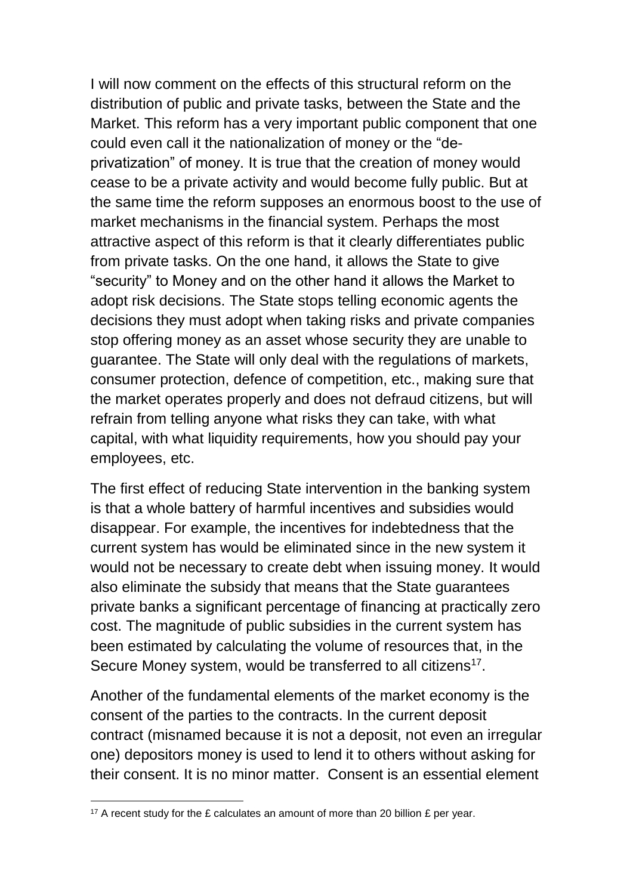I will now comment on the effects of this structural reform on the distribution of public and private tasks, between the State and the Market. This reform has a very important public component that one could even call it the nationalization of money or the "de-privatization" of money. It is true that the creation of money would cease to be a private activity and would become fully public. But at the same time the reform supposes an enormous boost to the use of market mechanisms in the financial system. Perhaps the most attractive aspect of this reform is that it clearly differentiates public from private tasks. On the one hand, it allows the State to give "security" to Money and on the other hand it allows the Market to adopt risk decisions. The State stops telling economic agents the decisions they must adopt when taking risks and private companies stop offering money as an asset whose security they are unable to guarantee. The State will only deal with the regulations of markets, consumer protection, defence of competition, etc., making sure that the market operates properly and does not defraud citizens, but will refrain from telling anyone what risks they can take, with what capital, with what liquidity requirements, how you should pay your employees, etc.

The first effect of reducing State intervention in the banking system is that a whole battery of harmful incentives and subsidies would disappear. For example, the incentives for indebtedness that the current system has would be eliminated since in the new system it would not be necessary to create debt when issuing money. It would also eliminate the subsidy that means that the State guarantees private banks a significant percentage of financing at practically zero cost. The magnitude of public subsidies in the current system has been estimated by calculating the volume of resources that, in the Secure Money system, would be transferred to all citizens[17].

Another of the fundamental elements of the market economy is the consent of the parties to the contracts. In the current deposit contract (misnamed because it is not a deposit, not even an irregular one) depositors money is used to lend it to others without asking for their consent. It is no minor matter. Consent is an essential element

[17] A recent study for the £ calculates an amount of more than 20 billion £ per year.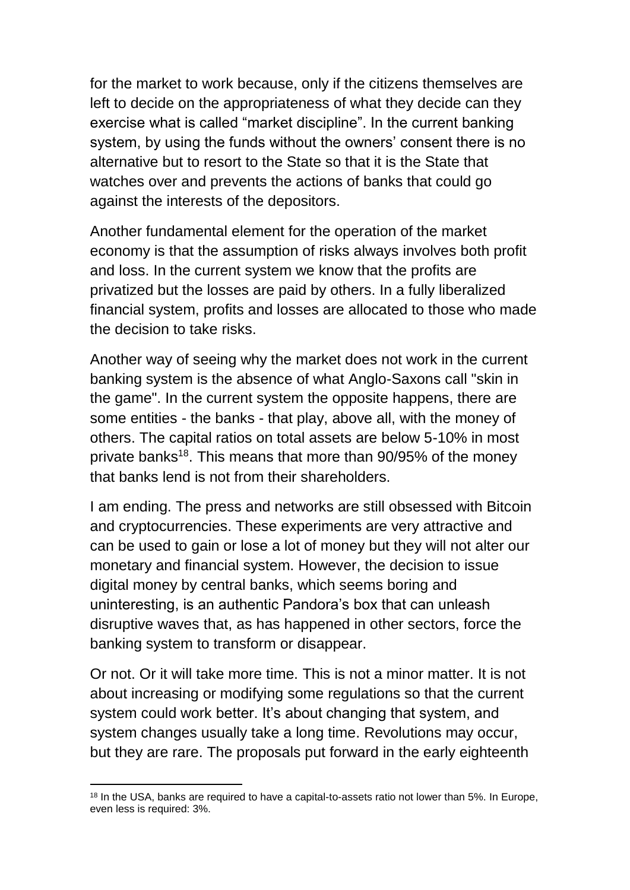for the market to work because, only if the citizens themselves are left to decide on the appropriateness of what they decide can they exercise what is called “market discipline”. In the current banking system, by using the funds without the owners’ consent there is no alternative but to resort to the State so that it is the State that watches over and prevents the actions of banks that could go against the interests of the depositors.

Another fundamental element for the operation of the market economy is that the assumption of risks always involves both profit and loss. In the current system we know that the profits are privatized but the losses are paid by others. In a fully liberalized financial system, profits and losses are allocated to those who made the decision to take risks.

Another way of seeing why the market does not work in the current banking system is the absence of what Anglo-Saxons call "skin in the game". In the current system the opposite happens, there are some entities - the banks - that play, above all, with the money of others. The capital ratios on total assets are below 5-10% in most private banks[18]. This means that more than 90/95% of the money that banks lend is not from their shareholders.

I am ending. The press and networks are still obsessed with Bitcoin and cryptocurrencies. These experiments are very attractive and can be used to gain or lose a lot of money but they will not alter our monetary and financial system. However, the decision to issue digital money by central banks, which seems boring and uninteresting, is an authentic Pandora’s box that can unleash disruptive waves that, as has happened in other sectors, force the banking system to transform or disappear.

Or not. Or it will take more time. This is not a minor matter. It is not about increasing or modifying some regulations so that the current system could work better. It’s about changing that system, and system changes usually take a long time. Revolutions may occur, but they are rare. The proposals put forward in the early eighteenth

[18] In the USA, banks are required to have a capital-to-assets ratio not lower than 5%. In Europe, even less is required: 3%.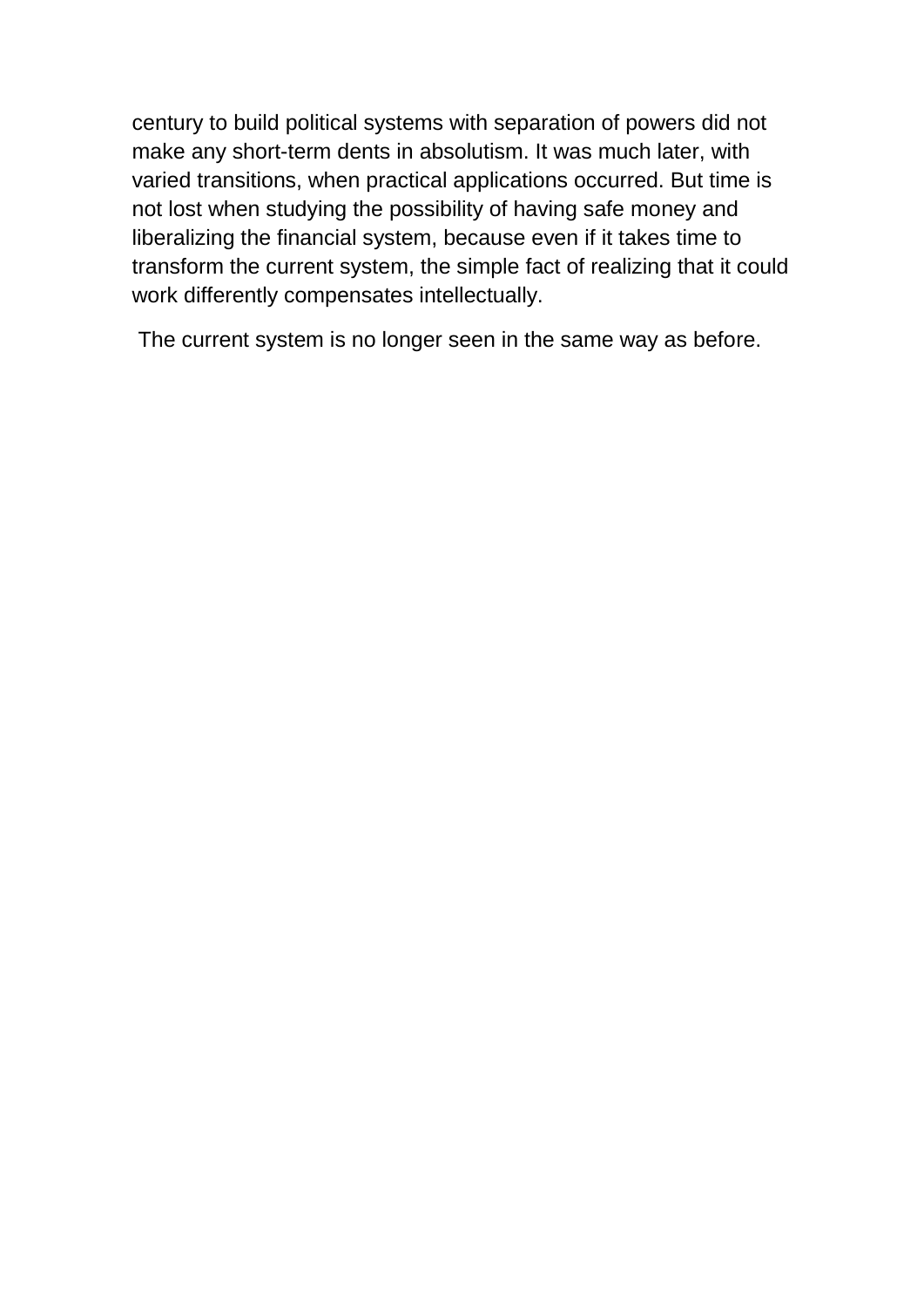century to build political systems with separation of powers did not make any short-term dents in absolutism. It was much later, with varied transitions, when practical applications occurred. But time is not lost when studying the possibility of having safe money and liberalizing the financial system, because even if it takes time to transform the current system, the simple fact of realizing that it could work differently compensates intellectually.

The current system is no longer seen in the same way as before.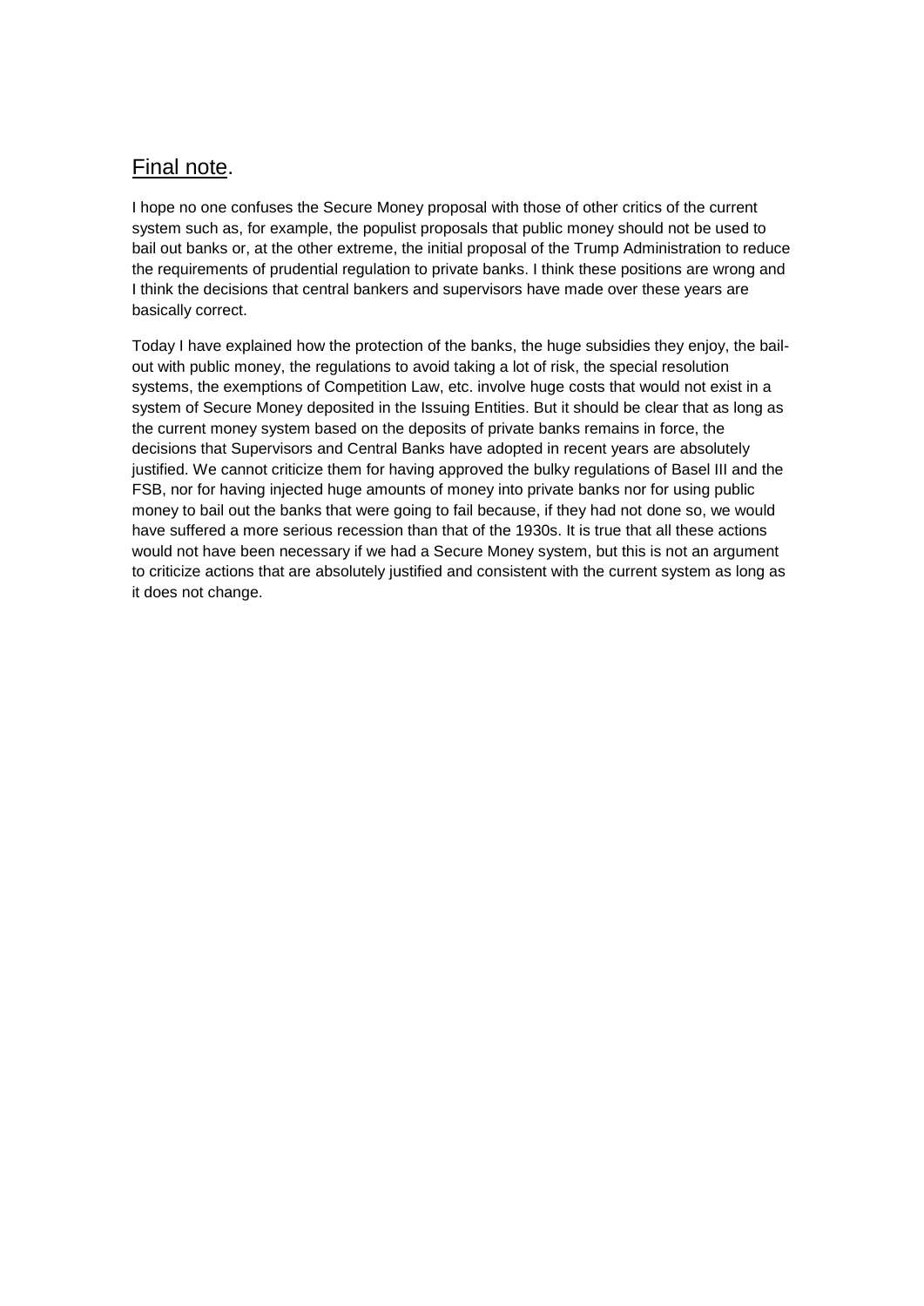## Final note.

I hope no one confuses the Secure Money proposal with those of other critics of the current system such as, for example, the populist proposals that public money should not be used to bail out banks or, at the other extreme, the initial proposal of the Trump Administration to reduce the requirements of prudential regulation to private banks. I think these positions are wrong and I think the decisions that central bankers and supervisors have made over these years are basically correct.

Today I have explained how the protection of the banks, the huge subsidies they enjoy, the bail-out with public money, the regulations to avoid taking a lot of risk, the special resolution systems, the exemptions of Competition Law, etc. involve huge costs that would not exist in a system of Secure Money deposited in the Issuing Entities. But it should be clear that as long as the current money system based on the deposits of private banks remains in force, the decisions that Supervisors and Central Banks have adopted in recent years are absolutely justified. We cannot criticize them for having approved the bulky regulations of Basel III and the FSB, nor for having injected huge amounts of money into private banks nor for using public money to bail out the banks that were going to fail because, if they had not done so, we would have suffered a more serious recession than that of the 1930s. It is true that all these actions would not have been necessary if we had a Secure Money system, but this is not an argument to criticize actions that are absolutely justified and consistent with the current system as long as it does not change.